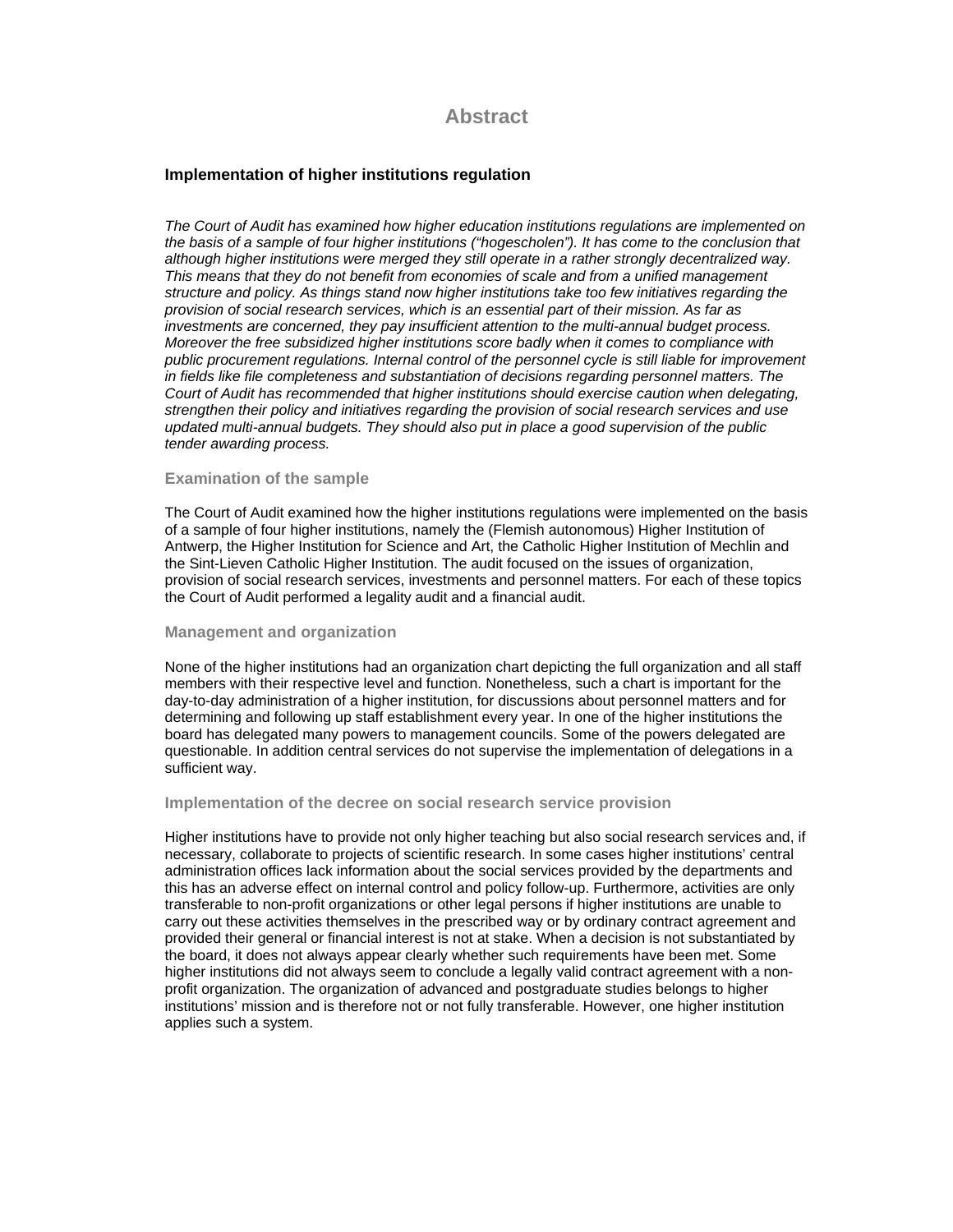# Abstract

## Implementation of higher institutions regulation

*The Court of Audit has examined how higher education institutions regulations are implemented on the basis of a sample of four higher institutions ("hogescholen"). It has come to the conclusion that although higher institutions were merged they still operate in a rather strongly decentralized way. This means that they do not benefit from economies of scale and from a unified management structure and policy. As things stand now higher institutions take too few initiatives regarding the provision of social research services, which is an essential part of their mission. As far as investments are concerned, they pay insufficient attention to the multi-annual budget process. Moreover the free subsidized higher institutions score badly when it comes to compliance with public procurement regulations. Internal control of the personnel cycle is still liable for improvement in fields like file completeness and substantiation of decisions regarding personnel matters. The Court of Audit has recommended that higher institutions should exercise caution when delegating, strengthen their policy and initiatives regarding the provision of social research services and use updated multi-annual budgets. They should also put in place a good supervision of the public tender awarding process.*

### Examination of the sample

The Court of Audit examined how the higher institutions regulations were implemented on the basis of a sample of four higher institutions, namely the (Flemish autonomous) Higher Institution of Antwerp, the Higher Institution for Science and Art, the Catholic Higher Institution of Mechlin and the Sint-Lieven Catholic Higher Institution. The audit focused on the issues of organization, provision of social research services, investments and personnel matters. For each of these topics the Court of Audit performed a legality audit and a financial audit.

### Management and organization

None of the higher institutions had an organization chart depicting the full organization and all staff members with their respective level and function. Nonetheless, such a chart is important for the day-to-day administration of a higher institution, for discussions about personnel matters and for determining and following up staff establishment every year. In one of the higher institutions the board has delegated many powers to management councils. Some of the powers delegated are questionable. In addition central services do not supervise the implementation of delegations in a sufficient way.

### Implementation of the decree on social research service provision

Higher institutions have to provide not only higher teaching but also social research services and, if necessary, collaborate to projects of scientific research. In some cases higher institutions' central administration offices lack information about the social services provided by the departments and this has an adverse effect on internal control and policy follow-up. Furthermore, activities are only transferable to non-profit organizations or other legal persons if higher institutions are unable to carry out these activities themselves in the prescribed way or by ordinary contract agreement and provided their general or financial interest is not at stake. When a decision is not substantiated by the board, it does not always appear clearly whether such requirements have been met. Some higher institutions did not always seem to conclude a legally valid contract agreement with a non-profit organization. The organization of advanced and postgraduate studies belongs to higher institutions' mission and is therefore not or not fully transferable. However, one higher institution applies such a system.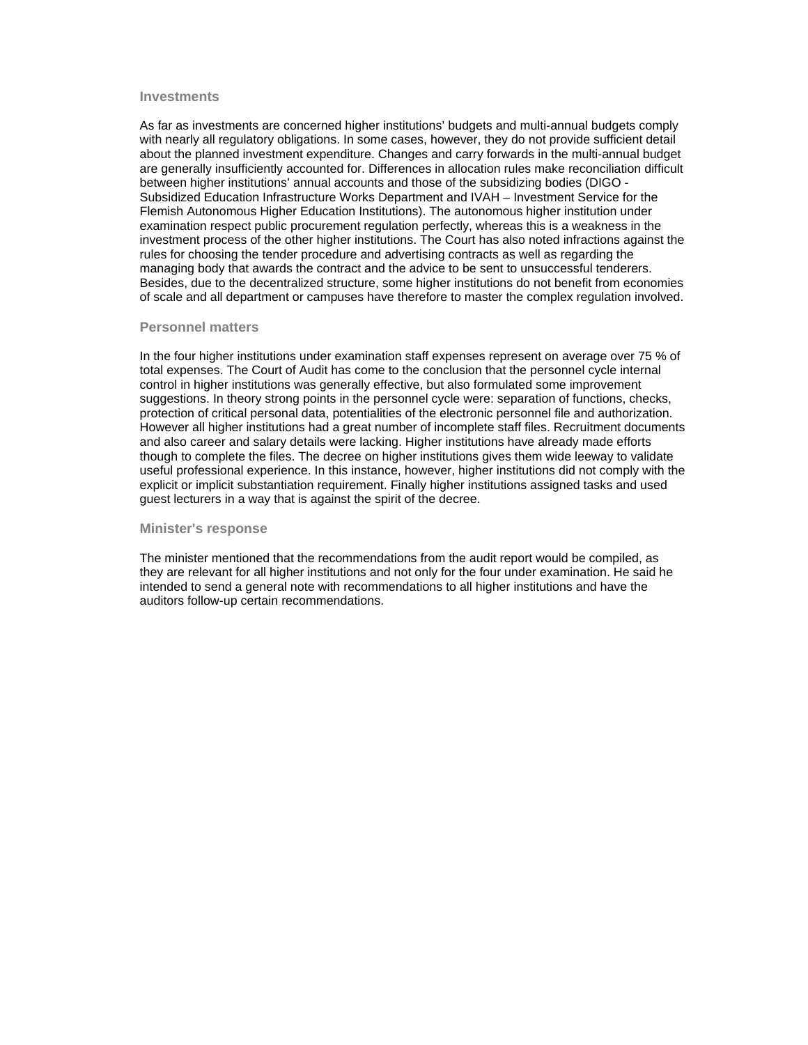## Investments

As far as investments are concerned higher institutions' budgets and multi-annual budgets comply with nearly all regulatory obligations. In some cases, however, they do not provide sufficient detail about the planned investment expenditure. Changes and carry forwards in the multi-annual budget are generally insufficiently accounted for. Differences in allocation rules make reconciliation difficult between higher institutions' annual accounts and those of the subsidizing bodies (DIGO - Subsidized Education Infrastructure Works Department and IVAH – Investment Service for the Flemish Autonomous Higher Education Institutions). The autonomous higher institution under examination respect public procurement regulation perfectly, whereas this is a weakness in the investment process of the other higher institutions. The Court has also noted infractions against the rules for choosing the tender procedure and advertising contracts as well as regarding the managing body that awards the contract and the advice to be sent to unsuccessful tenderers. Besides, due to the decentralized structure, some higher institutions do not benefit from economies of scale and all department or campuses have therefore to master the complex regulation involved.

## Personnel matters

In the four higher institutions under examination staff expenses represent on average over 75 % of total expenses. The Court of Audit has come to the conclusion that the personnel cycle internal control in higher institutions was generally effective, but also formulated some improvement suggestions. In theory strong points in the personnel cycle were: separation of functions, checks, protection of critical personal data, potentialities of the electronic personnel file and authorization. However all higher institutions had a great number of incomplete staff files. Recruitment documents and also career and salary details were lacking. Higher institutions have already made efforts though to complete the files. The decree on higher institutions gives them wide leeway to validate useful professional experience. In this instance, however, higher institutions did not comply with the explicit or implicit substantiation requirement. Finally higher institutions assigned tasks and used guest lecturers in a way that is against the spirit of the decree.

## Minister's response

The minister mentioned that the recommendations from the audit report would be compiled, as they are relevant for all higher institutions and not only for the four under examination. He said he intended to send a general note with recommendations to all higher institutions and have the auditors follow-up certain recommendations.